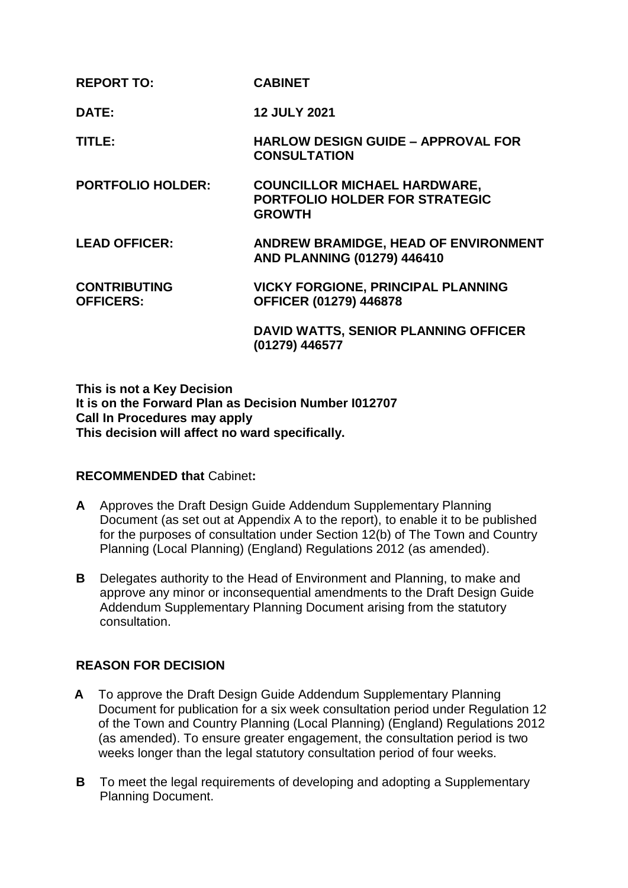| | |
|---|---|
| **REPORT TO:** | **CABINET** |
| **DATE:** | **12 JULY 2021** |
| **TITLE:** | **HARLOW DESIGN GUIDE – APPROVAL FOR CONSULTATION** |
| **PORTFOLIO HOLDER:** | **COUNCILLOR MICHAEL HARDWARE, PORTFOLIO HOLDER FOR STRATEGIC GROWTH** |
| **LEAD OFFICER:** | **ANDREW BRAMIDGE, HEAD OF ENVIRONMENT AND PLANNING (01279) 446410** |
| **CONTRIBUTING OFFICERS:** | **VICKY FORGIONE, PRINCIPAL PLANNING OFFICER (01279) 446878** |
| | **DAVID WATTS, SENIOR PLANNING OFFICER (01279) 446577** |

**This is not a Key Decision**
**It is on the Forward Plan as Decision Number I012707**
**Call In Procedures may apply**
**This decision will affect no ward specifically.**

**RECOMMENDED that** Cabinet**:**

**A** Approves the Draft Design Guide Addendum Supplementary Planning Document (as set out at Appendix A to the report), to enable it to be published for the purposes of consultation under Section 12(b) of The Town and Country Planning (Local Planning) (England) Regulations 2012 (as amended).

**B** Delegates authority to the Head of Environment and Planning, to make and approve any minor or inconsequential amendments to the Draft Design Guide Addendum Supplementary Planning Document arising from the statutory consultation.

## REASON FOR DECISION

**A** To approve the Draft Design Guide Addendum Supplementary Planning Document for publication for a six week consultation period under Regulation 12 of the Town and Country Planning (Local Planning) (England) Regulations 2012 (as amended). To ensure greater engagement, the consultation period is two weeks longer than the legal statutory consultation period of four weeks.

**B** To meet the legal requirements of developing and adopting a Supplementary Planning Document.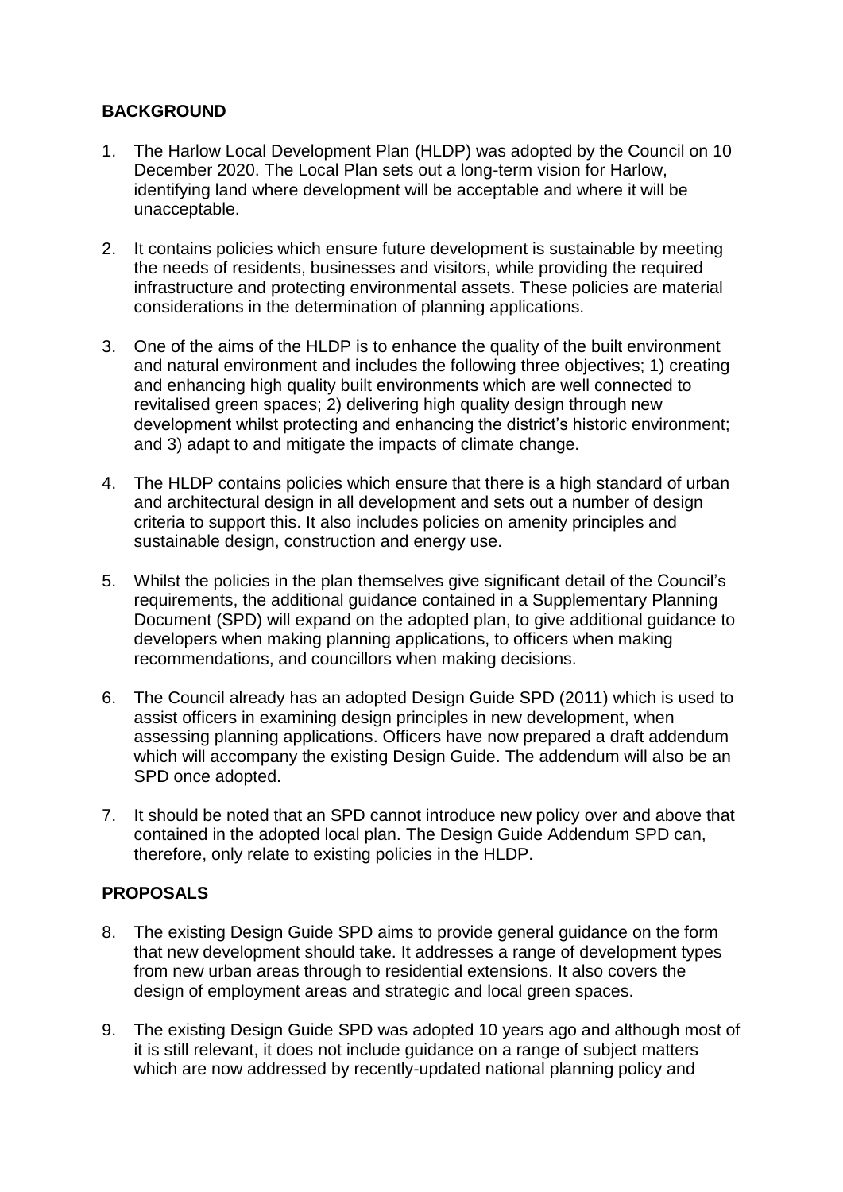**BACKGROUND**

1. The Harlow Local Development Plan (HLDP) was adopted by the Council on 10 December 2020. The Local Plan sets out a long-term vision for Harlow, identifying land where development will be acceptable and where it will be unacceptable.

2. It contains policies which ensure future development is sustainable by meeting the needs of residents, businesses and visitors, while providing the required infrastructure and protecting environmental assets. These policies are material considerations in the determination of planning applications.

3. One of the aims of the HLDP is to enhance the quality of the built environment and natural environment and includes the following three objectives; 1) creating and enhancing high quality built environments which are well connected to revitalised green spaces; 2) delivering high quality design through new development whilst protecting and enhancing the district's historic environment; and 3) adapt to and mitigate the impacts of climate change.

4. The HLDP contains policies which ensure that there is a high standard of urban and architectural design in all development and sets out a number of design criteria to support this. It also includes policies on amenity principles and sustainable design, construction and energy use.

5. Whilst the policies in the plan themselves give significant detail of the Council's requirements, the additional guidance contained in a Supplementary Planning Document (SPD) will expand on the adopted plan, to give additional guidance to developers when making planning applications, to officers when making recommendations, and councillors when making decisions.

6. The Council already has an adopted Design Guide SPD (2011) which is used to assist officers in examining design principles in new development, when assessing planning applications. Officers have now prepared a draft addendum which will accompany the existing Design Guide. The addendum will also be an SPD once adopted.

7. It should be noted that an SPD cannot introduce new policy over and above that contained in the adopted local plan. The Design Guide Addendum SPD can, therefore, only relate to existing policies in the HLDP.

**PROPOSALS**

8. The existing Design Guide SPD aims to provide general guidance on the form that new development should take. It addresses a range of development types from new urban areas through to residential extensions. It also covers the design of employment areas and strategic and local green spaces.

9. The existing Design Guide SPD was adopted 10 years ago and although most of it is still relevant, it does not include guidance on a range of subject matters which are now addressed by recently-updated national planning policy and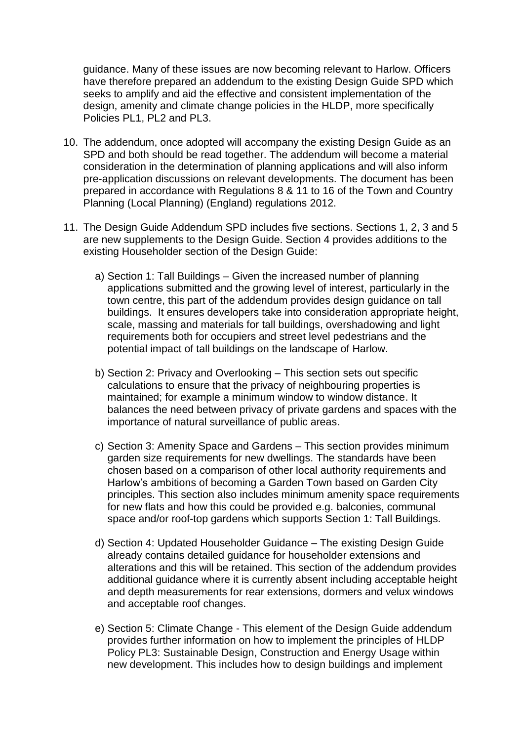guidance. Many of these issues are now becoming relevant to Harlow. Officers have therefore prepared an addendum to the existing Design Guide SPD which seeks to amplify and aid the effective and consistent implementation of the design, amenity and climate change policies in the HLDP, more specifically Policies PL1, PL2 and PL3.

10. The addendum, once adopted will accompany the existing Design Guide as an SPD and both should be read together. The addendum will become a material consideration in the determination of planning applications and will also inform pre-application discussions on relevant developments. The document has been prepared in accordance with Regulations 8 & 11 to 16 of the Town and Country Planning (Local Planning) (England) regulations 2012.

11. The Design Guide Addendum SPD includes five sections. Sections 1, 2, 3 and 5 are new supplements to the Design Guide. Section 4 provides additions to the existing Householder section of the Design Guide:

    a) Section 1: Tall Buildings – Given the increased number of planning applications submitted and the growing level of interest, particularly in the town centre, this part of the addendum provides design guidance on tall buildings. It ensures developers take into consideration appropriate height, scale, massing and materials for tall buildings, overshadowing and light requirements both for occupiers and street level pedestrians and the potential impact of tall buildings on the landscape of Harlow.

    b) Section 2: Privacy and Overlooking – This section sets out specific calculations to ensure that the privacy of neighbouring properties is maintained; for example a minimum window to window distance. It balances the need between privacy of private gardens and spaces with the importance of natural surveillance of public areas.

    c) Section 3: Amenity Space and Gardens – This section provides minimum garden size requirements for new dwellings. The standards have been chosen based on a comparison of other local authority requirements and Harlow's ambitions of becoming a Garden Town based on Garden City principles. This section also includes minimum amenity space requirements for new flats and how this could be provided e.g. balconies, communal space and/or roof-top gardens which supports Section 1: Tall Buildings.

    d) Section 4: Updated Householder Guidance – The existing Design Guide already contains detailed guidance for householder extensions and alterations and this will be retained. This section of the addendum provides additional guidance where it is currently absent including acceptable height and depth measurements for rear extensions, dormers and velux windows and acceptable roof changes.

    e) Section 5: Climate Change - This element of the Design Guide addendum provides further information on how to implement the principles of HLDP Policy PL3: Sustainable Design, Construction and Energy Usage within new development. This includes how to design buildings and implement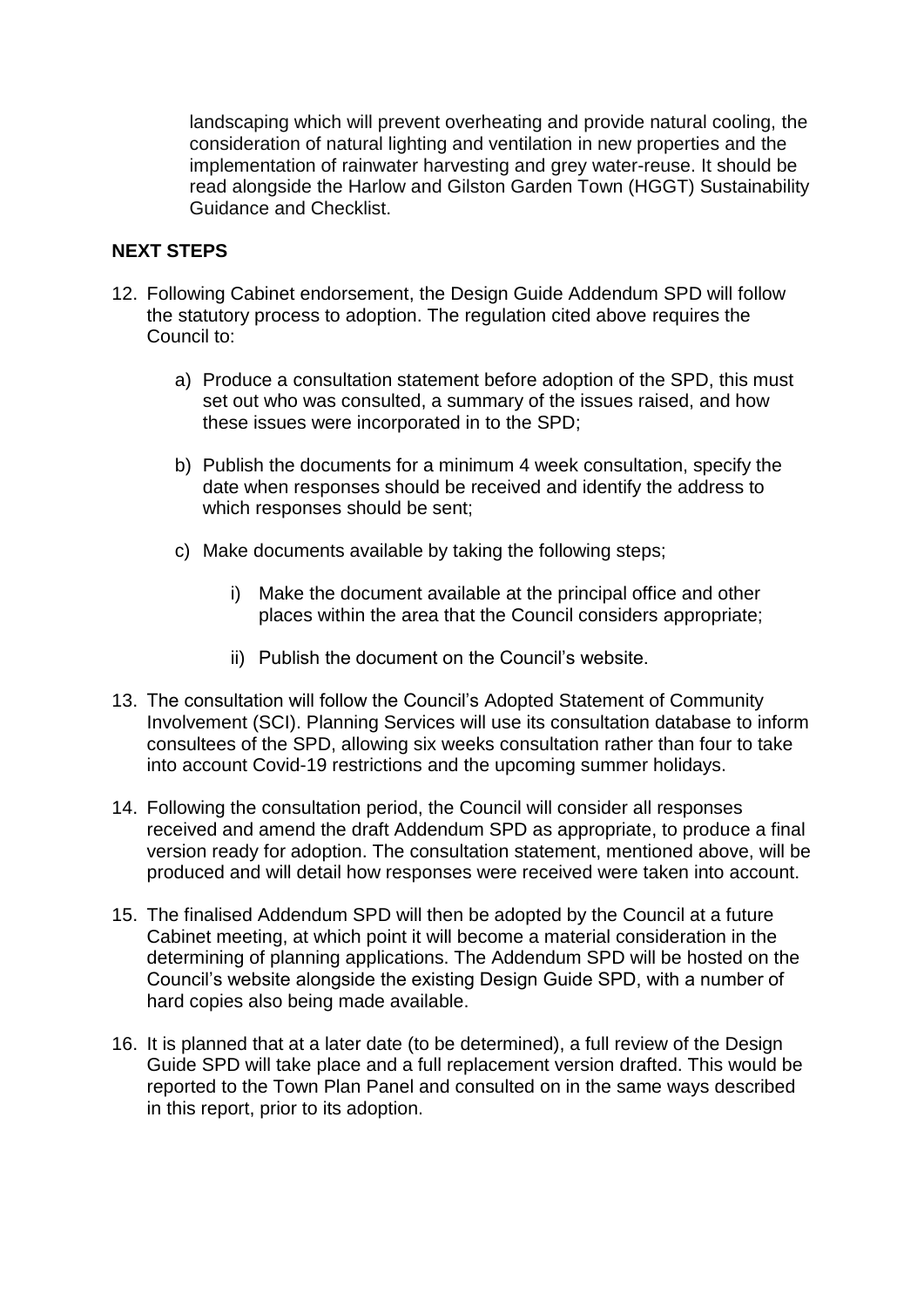landscaping which will prevent overheating and provide natural cooling, the consideration of natural lighting and ventilation in new properties and the implementation of rainwater harvesting and grey water-reuse. It should be read alongside the Harlow and Gilston Garden Town (HGGT) Sustainability Guidance and Checklist.

**NEXT STEPS**

12. Following Cabinet endorsement, the Design Guide Addendum SPD will follow the statutory process to adoption. The regulation cited above requires the Council to:

    a) Produce a consultation statement before adoption of the SPD, this must set out who was consulted, a summary of the issues raised, and how these issues were incorporated in to the SPD;

    b) Publish the documents for a minimum 4 week consultation, specify the date when responses should be received and identify the address to which responses should be sent;

    c) Make documents available by taking the following steps;

        i) Make the document available at the principal office and other places within the area that the Council considers appropriate;

        ii) Publish the document on the Council's website.

13. The consultation will follow the Council's Adopted Statement of Community Involvement (SCI). Planning Services will use its consultation database to inform consultees of the SPD, allowing six weeks consultation rather than four to take into account Covid-19 restrictions and the upcoming summer holidays.

14. Following the consultation period, the Council will consider all responses received and amend the draft Addendum SPD as appropriate, to produce a final version ready for adoption. The consultation statement, mentioned above, will be produced and will detail how responses were received were taken into account.

15. The finalised Addendum SPD will then be adopted by the Council at a future Cabinet meeting, at which point it will become a material consideration in the determining of planning applications. The Addendum SPD will be hosted on the Council's website alongside the existing Design Guide SPD, with a number of hard copies also being made available.

16. It is planned that at a later date (to be determined), a full review of the Design Guide SPD will take place and a full replacement version drafted. This would be reported to the Town Plan Panel and consulted on in the same ways described in this report, prior to its adoption.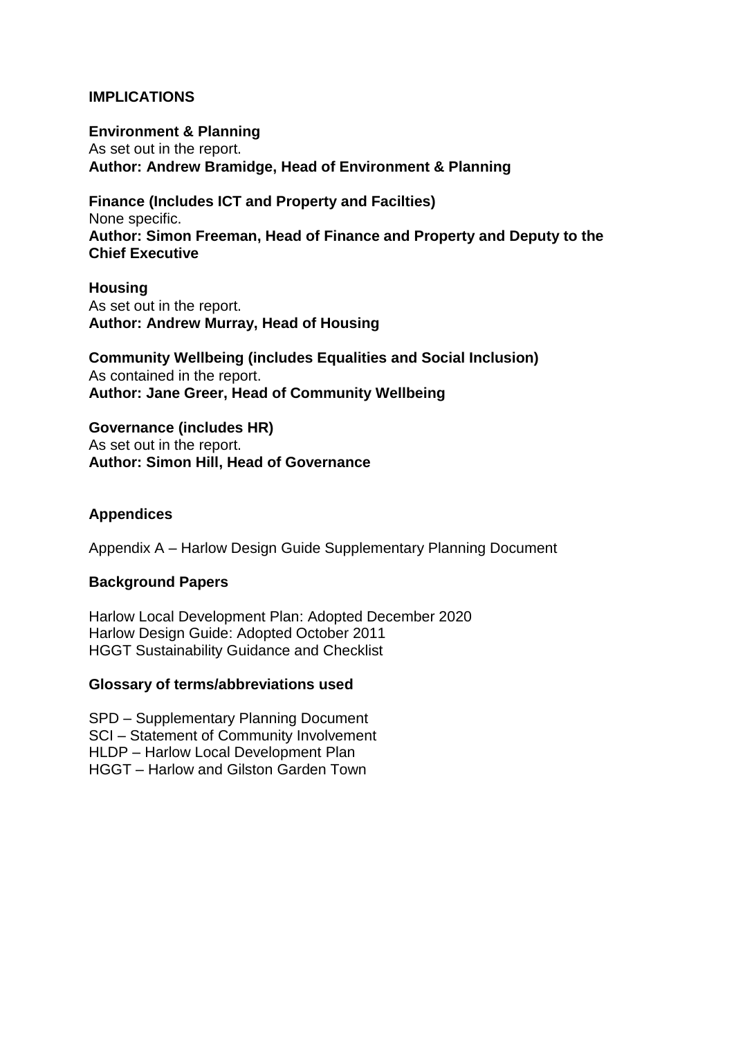**IMPLICATIONS**

**Environment & Planning**
As set out in the report.
**Author: Andrew Bramidge, Head of Environment & Planning**

**Finance (Includes ICT and Property and Facilties)**
None specific.
**Author: Simon Freeman, Head of Finance and Property and Deputy to the Chief Executive**

**Housing**
As set out in the report.
**Author: Andrew Murray, Head of Housing**

**Community Wellbeing (includes Equalities and Social Inclusion)**
As contained in the report.
**Author: Jane Greer, Head of Community Wellbeing**

**Governance (includes HR)**
As set out in the report.
**Author: Simon Hill, Head of Governance**

**Appendices**

Appendix A – Harlow Design Guide Supplementary Planning Document

**Background Papers**

Harlow Local Development Plan: Adopted December 2020
Harlow Design Guide: Adopted October 2011
HGGT Sustainability Guidance and Checklist

**Glossary of terms/abbreviations used**

SPD – Supplementary Planning Document
SCI – Statement of Community Involvement
HLDP – Harlow Local Development Plan
HGGT – Harlow and Gilston Garden Town